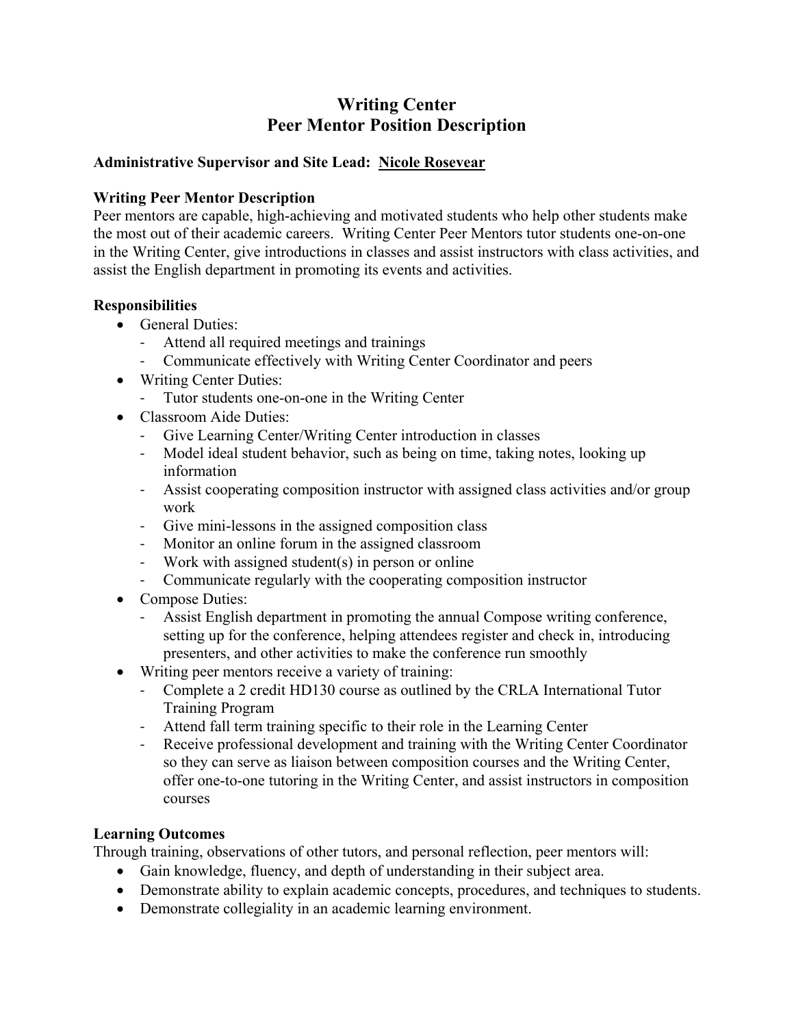# Writing Center
# Peer Mentor Position Description

**Administrative Supervisor and Site Lead: Nicole Rosevear**

**Writing Peer Mentor Description**

Peer mentors are capable, high-achieving and motivated students who help other students make the most out of their academic careers. Writing Center Peer Mentors tutor students one-on-one in the Writing Center, give introductions in classes and assist instructors with class activities, and assist the English department in promoting its events and activities.

**Responsibilities**

- General Duties:
  - Attend all required meetings and trainings
  - Communicate effectively with Writing Center Coordinator and peers
- Writing Center Duties:
  - Tutor students one-on-one in the Writing Center
- Classroom Aide Duties:
  - Give Learning Center/Writing Center introduction in classes
  - Model ideal student behavior, such as being on time, taking notes, looking up information
  - Assist cooperating composition instructor with assigned class activities and/or group work
  - Give mini-lessons in the assigned composition class
  - Monitor an online forum in the assigned classroom
  - Work with assigned student(s) in person or online
  - Communicate regularly with the cooperating composition instructor
- Compose Duties:
  - Assist English department in promoting the annual Compose writing conference, setting up for the conference, helping attendees register and check in, introducing presenters, and other activities to make the conference run smoothly
- Writing peer mentors receive a variety of training:
  - Complete a 2 credit HD130 course as outlined by the CRLA International Tutor Training Program
  - Attend fall term training specific to their role in the Learning Center
  - Receive professional development and training with the Writing Center Coordinator so they can serve as liaison between composition courses and the Writing Center, offer one-to-one tutoring in the Writing Center, and assist instructors in composition courses

**Learning Outcomes**

Through training, observations of other tutors, and personal reflection, peer mentors will:

- Gain knowledge, fluency, and depth of understanding in their subject area.
- Demonstrate ability to explain academic concepts, procedures, and techniques to students.
- Demonstrate collegiality in an academic learning environment.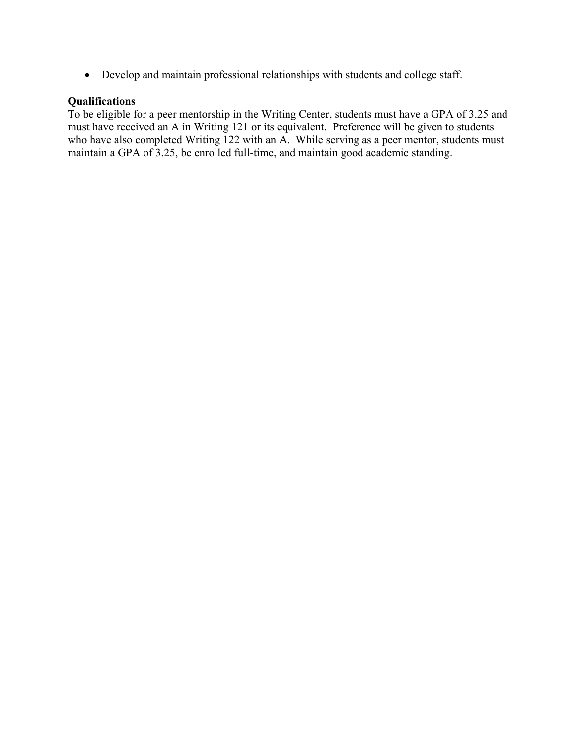- Develop and maintain professional relationships with students and college staff.

**Qualifications**

To be eligible for a peer mentorship in the Writing Center, students must have a GPA of 3.25 and must have received an A in Writing 121 or its equivalent. Preference will be given to students who have also completed Writing 122 with an A. While serving as a peer mentor, students must maintain a GPA of 3.25, be enrolled full-time, and maintain good academic standing.